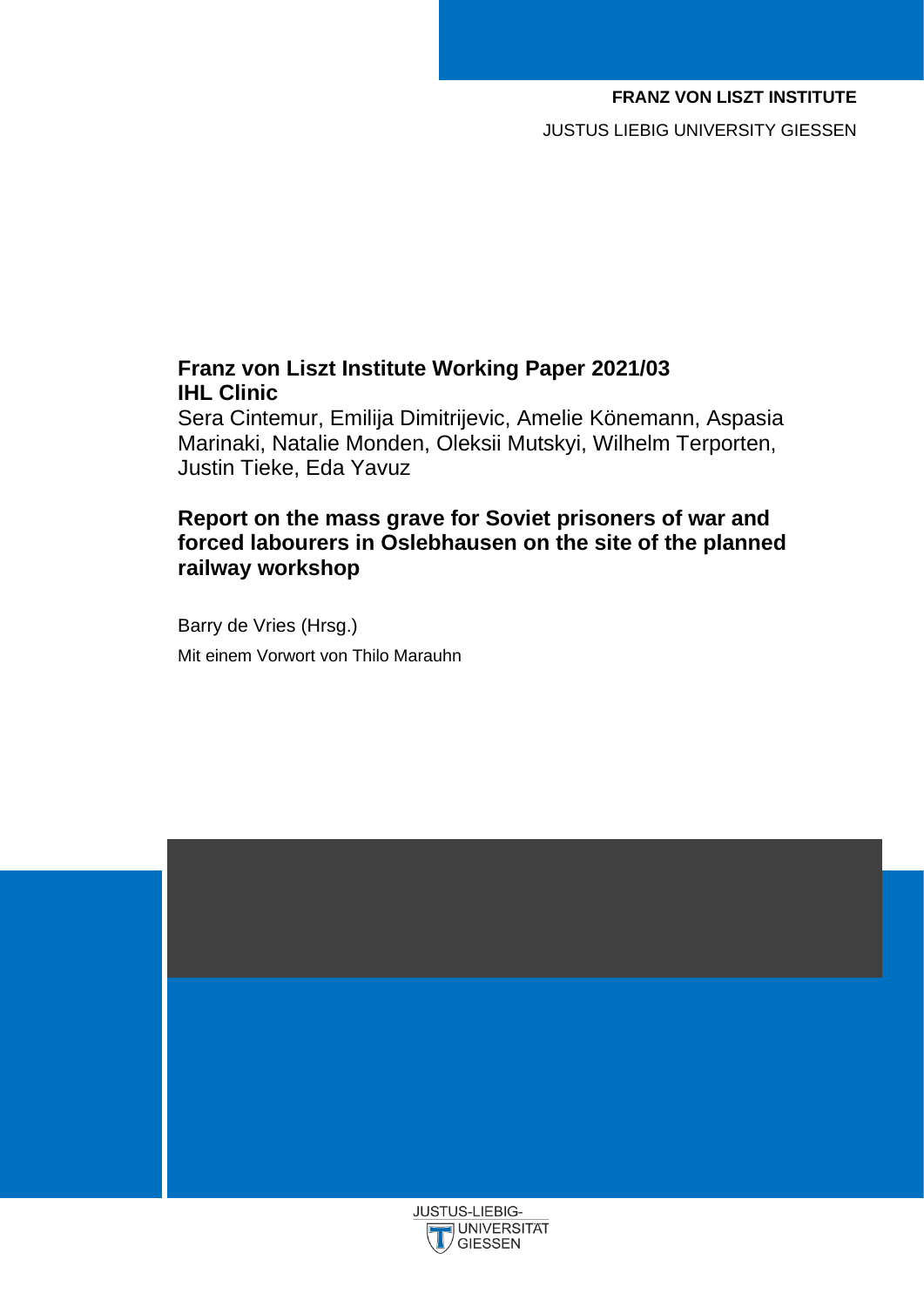**FRANZ VON LISZT INSTITUTE**

JUSTUS LIEBIG UNIVERSITY GIESSEN

# Franz von Liszt Institute Working Paper 2021/03

## IHL Clinic

Sera Cintemur, Emilija Dimitrijevic, Amelie Könemann, Aspasia Marinaki, Natalie Monden, Oleksii Mutskyi, Wilhelm Terporten, Justin Tieke, Eda Yavuz

# Report on the mass grave for Soviet prisoners of war and forced labourers in Oslebhausen on the site of the planned railway workshop

Barry de Vries (Hrsg.)

Mit einem Vorwort von Thilo Marauhn

JUSTUS-LIEBIG-UNIVERSITÄT GIESSEN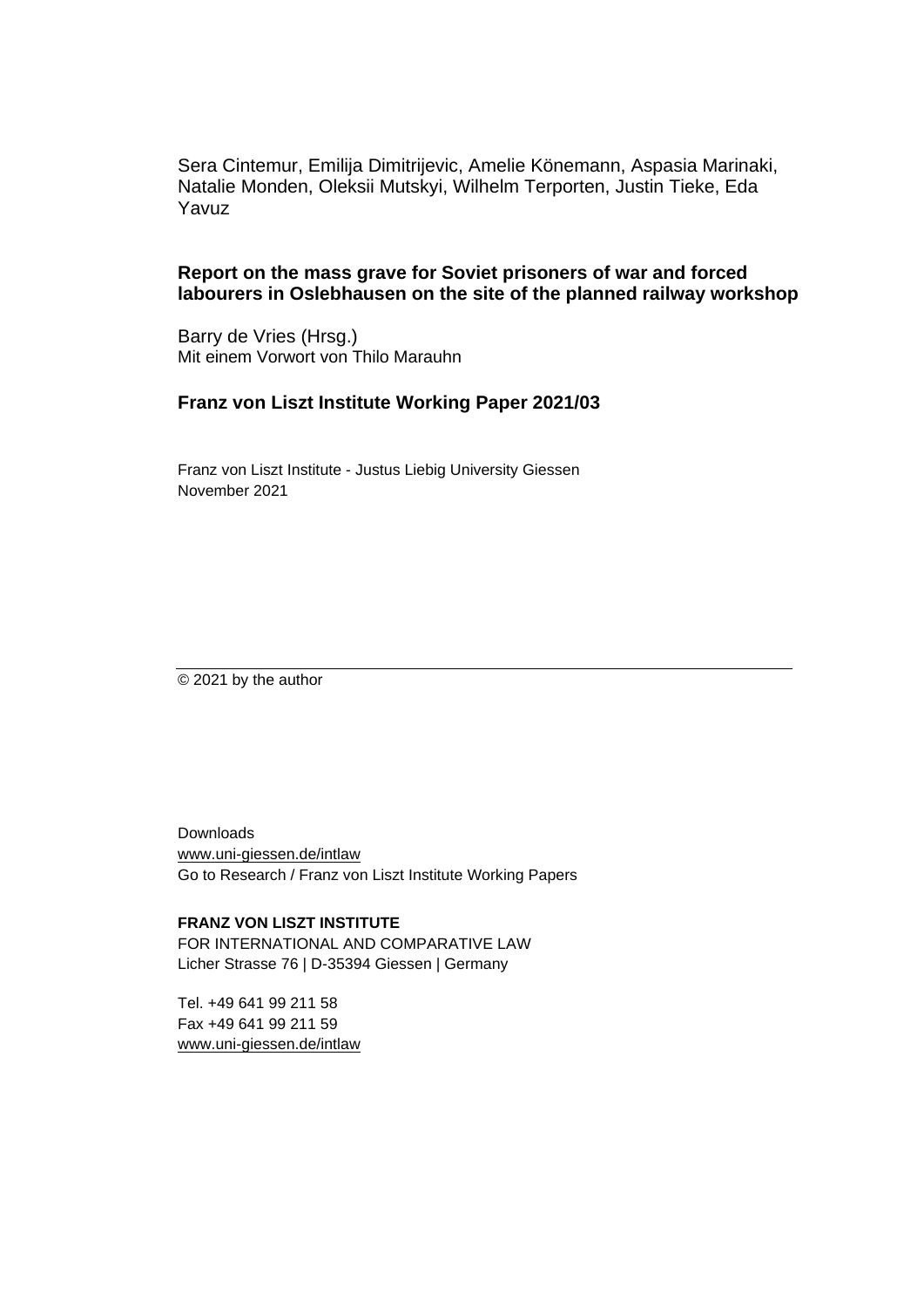Sera Cintemur, Emilija Dimitrijevic, Amelie Könemann, Aspasia Marinaki, Natalie Monden, Oleksii Mutskyi, Wilhelm Terporten, Justin Tieke, Eda Yavuz

**Report on the mass grave for Soviet prisoners of war and forced labourers in Oslebhausen on the site of the planned railway workshop**

Barry de Vries (Hrsg.)
Mit einem Vorwort von Thilo Marauhn

**Franz von Liszt Institute Working Paper 2021/03**

Franz von Liszt Institute - Justus Liebig University Giessen
November 2021

---

© 2021 by the author

Downloads
www.uni-giessen.de/intlaw
Go to Research / Franz von Liszt Institute Working Papers

**FRANZ VON LISZT INSTITUTE**
FOR INTERNATIONAL AND COMPARATIVE LAW
Licher Strasse 76 | D-35394 Giessen | Germany

Tel. +49 641 99 211 58
Fax +49 641 99 211 59
www.uni-giessen.de/intlaw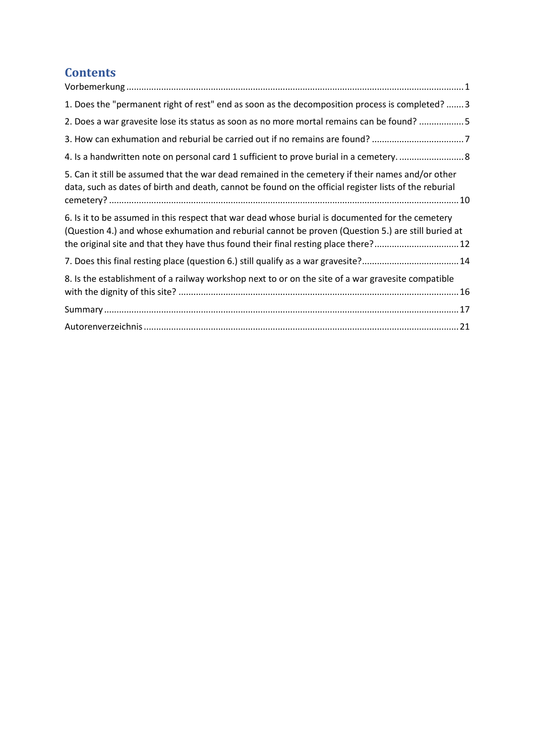# Contents

Vorbemerkung ........ 1

1. Does the "permanent right of rest" end as soon as the decomposition process is completed? ........ 3

2. Does a war gravesite lose its status as soon as no more mortal remains can be found? ........ 5

3. How can exhumation and reburial be carried out if no remains are found? ........ 7

4. Is a handwritten note on personal card 1 sufficient to prove burial in a cemetery. ........ 8

5. Can it still be assumed that the war dead remained in the cemetery if their names and/or other data, such as dates of birth and death, cannot be found on the official register lists of the reburial cemetery? ........ 10

6. Is it to be assumed in this respect that war dead whose burial is documented for the cemetery (Question 4.) and whose exhumation and reburial cannot be proven (Question 5.) are still buried at the original site and that they have thus found their final resting place there? ........ 12

7. Does this final resting place (question 6.) still qualify as a war gravesite? ........ 14

8. Is the establishment of a railway workshop next to or on the site of a war gravesite compatible with the dignity of this site? ........ 16

Summary ........ 17

Autorenverzeichnis ........ 21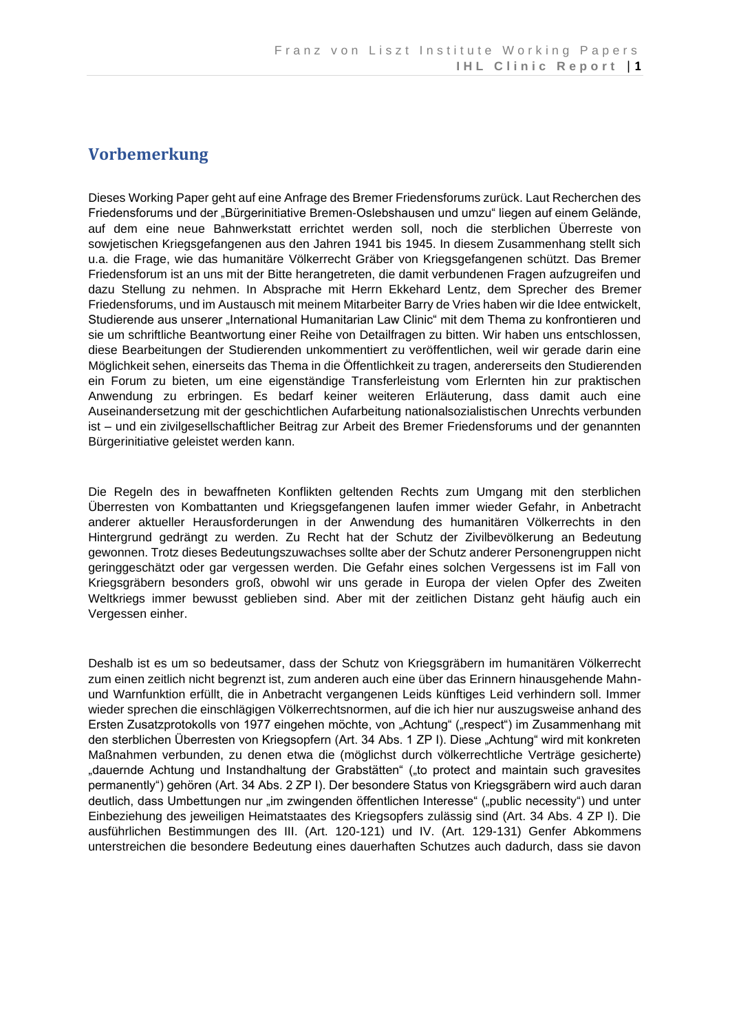## Vorbemerkung

Dieses Working Paper geht auf eine Anfrage des Bremer Friedensforums zurück. Laut Recherchen des Friedensforums und der „Bürgerinitiative Bremen-Oslebshausen und umzu" liegen auf einem Gelände, auf dem eine neue Bahnwerkstatt errichtet werden soll, noch die sterblichen Überreste von sowjetischen Kriegsgefangenen aus den Jahren 1941 bis 1945. In diesem Zusammenhang stellt sich u.a. die Frage, wie das humanitäre Völkerrecht Gräber von Kriegsgefangenen schützt. Das Bremer Friedensforum ist an uns mit der Bitte herangetreten, die damit verbundenen Fragen aufzugreifen und dazu Stellung zu nehmen. In Absprache mit Herrn Ekkehard Lentz, dem Sprecher des Bremer Friedensforums, und im Austausch mit meinem Mitarbeiter Barry de Vries haben wir die Idee entwickelt, Studierende aus unserer „International Humanitarian Law Clinic" mit dem Thema zu konfrontieren und sie um schriftliche Beantwortung einer Reihe von Detailfragen zu bitten. Wir haben uns entschlossen, diese Bearbeitungen der Studierenden unkommentiert zu veröffentlichen, weil wir gerade darin eine Möglichkeit sehen, einerseits das Thema in die Öffentlichkeit zu tragen, andererseits den Studierenden ein Forum zu bieten, um eine eigenständige Transferleistung vom Erlernten hin zur praktischen Anwendung zu erbringen. Es bedarf keiner weiteren Erläuterung, dass damit auch eine Auseinandersetzung mit der geschichtlichen Aufarbeitung nationalsozialistischen Unrechts verbunden ist – und ein zivilgesellschaftlicher Beitrag zur Arbeit des Bremer Friedensforums und der genannten Bürgerinitiative geleistet werden kann.

Die Regeln des in bewaffneten Konflikten geltenden Rechts zum Umgang mit den sterblichen Überresten von Kombattanten und Kriegsgefangenen laufen immer wieder Gefahr, in Anbetracht anderer aktueller Herausforderungen in der Anwendung des humanitären Völkerrechts in den Hintergrund gedrängt zu werden. Zu Recht hat der Schutz der Zivilbevölkerung an Bedeutung gewonnen. Trotz dieses Bedeutungszuwachses sollte aber der Schutz anderer Personengruppen nicht geringgeschätzt oder gar vergessen werden. Die Gefahr eines solchen Vergessens ist im Fall von Kriegsgräbern besonders groß, obwohl wir uns gerade in Europa der vielen Opfer des Zweiten Weltkriegs immer bewusst geblieben sind. Aber mit der zeitlichen Distanz geht häufig auch ein Vergessen einher.

Deshalb ist es um so bedeutsamer, dass der Schutz von Kriegsgräbern im humanitären Völkerrecht zum einen zeitlich nicht begrenzt ist, zum anderen auch eine über das Erinnern hinausgehende Mahn- und Warnfunktion erfüllt, die in Anbetracht vergangenen Leids künftiges Leid verhindern soll. Immer wieder sprechen die einschlägigen Völkerrechtsnormen, auf die ich hier nur auszugsweise anhand des Ersten Zusatzprotokolls von 1977 eingehen möchte, von „Achtung" („respect") im Zusammenhang mit den sterblichen Überresten von Kriegsopfern (Art. 34 Abs. 1 ZP I). Diese „Achtung" wird mit konkreten Maßnahmen verbunden, zu denen etwa die (möglichst durch völkerrechtliche Verträge gesicherte) „dauernde Achtung und Instandhaltung der Grabstätten" („to protect and maintain such gravesites permanently") gehören (Art. 34 Abs. 2 ZP I). Der besondere Status von Kriegsgräbern wird auch daran deutlich, dass Umbettungen nur „im zwingenden öffentlichen Interesse" („public necessity") und unter Einbeziehung des jeweiligen Heimatstaates des Kriegsopfers zulässig sind (Art. 34 Abs. 4 ZP I). Die ausführlichen Bestimmungen des III. (Art. 120-121) und IV. (Art. 129-131) Genfer Abkommens unterstreichen die besondere Bedeutung eines dauerhaften Schutzes auch dadurch, dass sie davon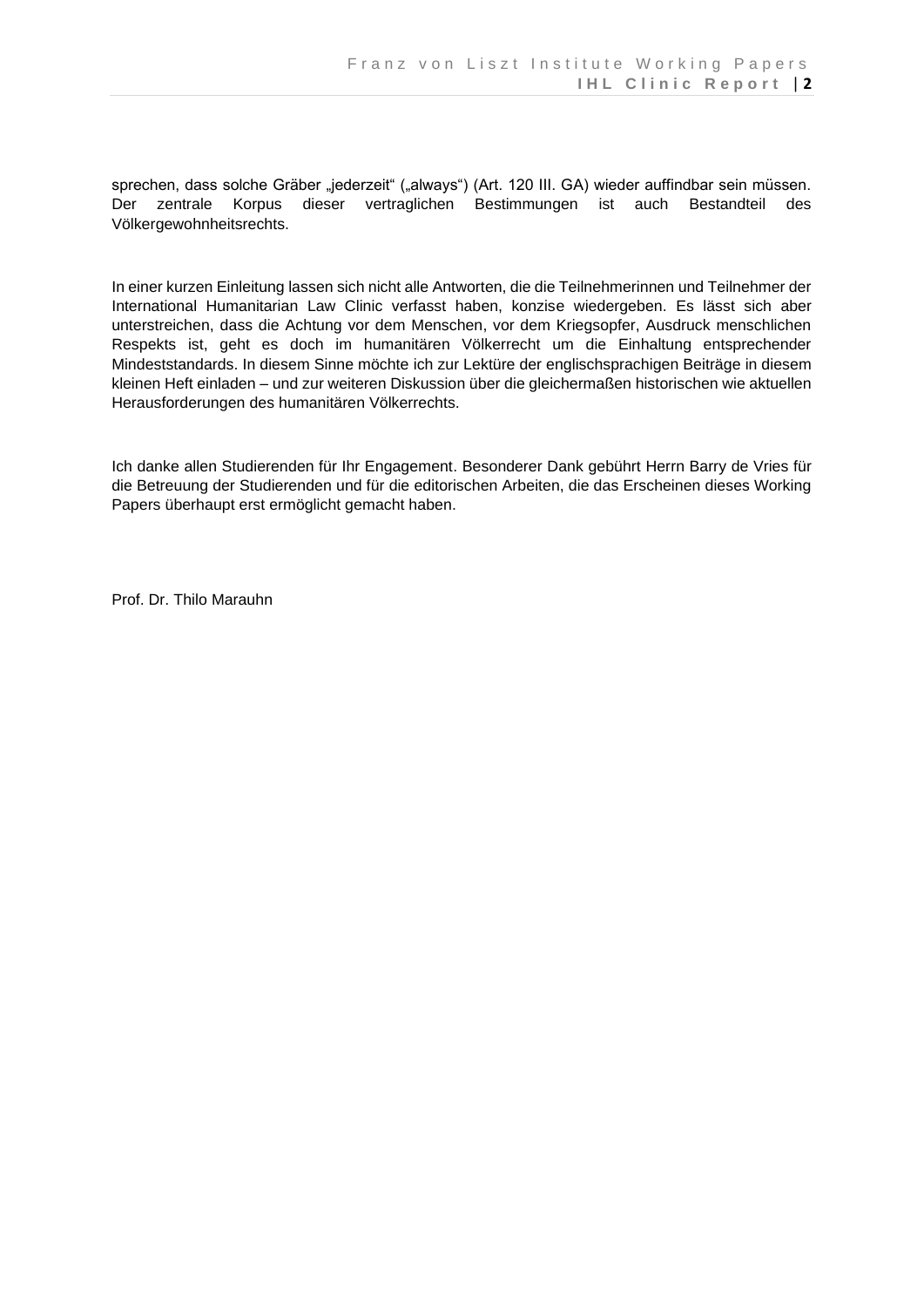sprechen, dass solche Gräber „jederzeit" („always") (Art. 120 III. GA) wieder auffindbar sein müssen. Der zentrale Korpus dieser vertraglichen Bestimmungen ist auch Bestandteil des Völkergewohnheitsrechts.

In einer kurzen Einleitung lassen sich nicht alle Antworten, die die Teilnehmerinnen und Teilnehmer der International Humanitarian Law Clinic verfasst haben, konzise wiedergeben. Es lässt sich aber unterstreichen, dass die Achtung vor dem Menschen, vor dem Kriegsopfer, Ausdruck menschlichen Respekts ist, geht es doch im humanitären Völkerrecht um die Einhaltung entsprechender Mindeststandards. In diesem Sinne möchte ich zur Lektüre der englischsprachigen Beiträge in diesem kleinen Heft einladen – und zur weiteren Diskussion über die gleichermaßen historischen wie aktuellen Herausforderungen des humanitären Völkerrechts.

Ich danke allen Studierenden für Ihr Engagement. Besonderer Dank gebührt Herrn Barry de Vries für die Betreuung der Studierenden und für die editorischen Arbeiten, die das Erscheinen dieses Working Papers überhaupt erst ermöglicht gemacht haben.

Prof. Dr. Thilo Marauhn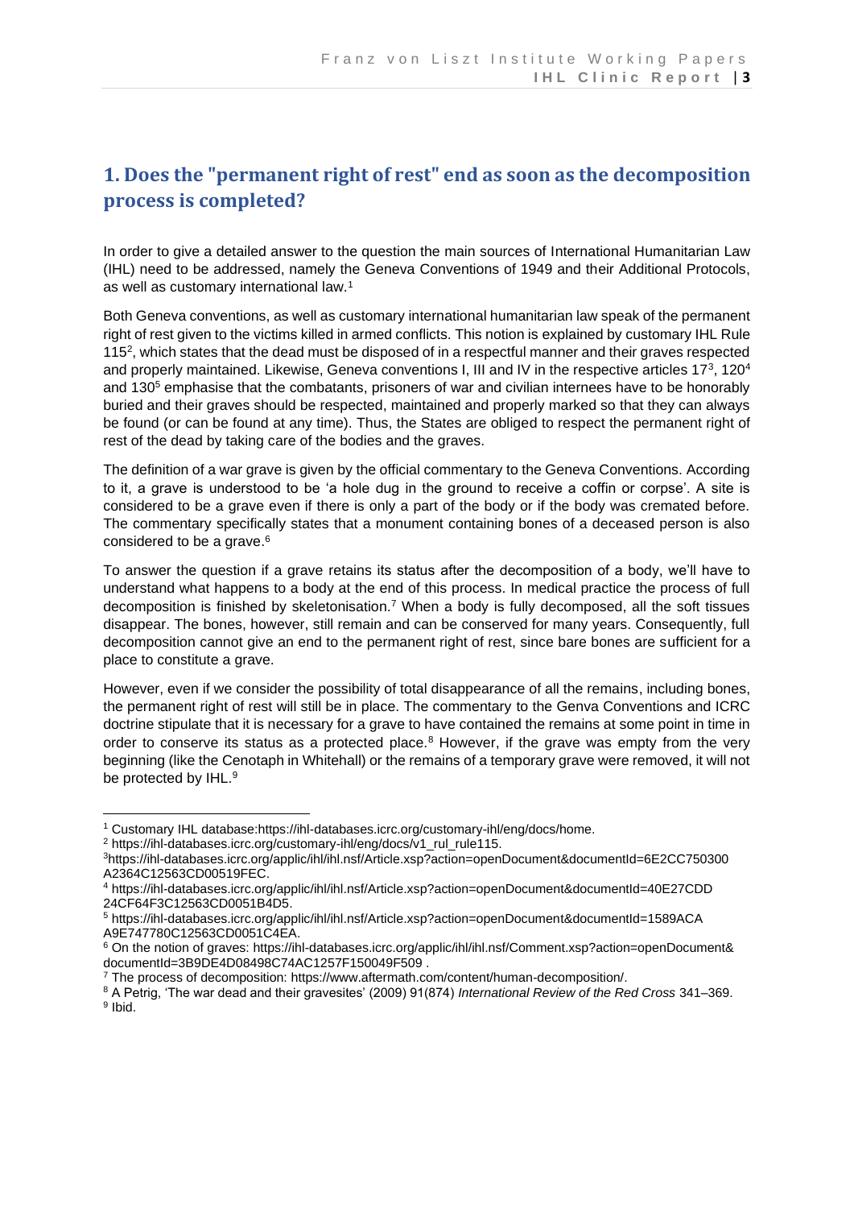## 1. Does the "permanent right of rest" end as soon as the decomposition process is completed?

In order to give a detailed answer to the question the main sources of International Humanitarian Law (IHL) need to be addressed, namely the Geneva Conventions of 1949 and their Additional Protocols, as well as customary international law.[1]

Both Geneva conventions, as well as customary international humanitarian law speak of the permanent right of rest given to the victims killed in armed conflicts. This notion is explained by customary IHL Rule 115[2], which states that the dead must be disposed of in a respectful manner and their graves respected and properly maintained. Likewise, Geneva conventions I, III and IV in the respective articles 17[3], 120[4] and 130[5] emphasise that the combatants, prisoners of war and civilian internees have to be honorably buried and their graves should be respected, maintained and properly marked so that they can always be found (or can be found at any time). Thus, the States are obliged to respect the permanent right of rest of the dead by taking care of the bodies and the graves.

The definition of a war grave is given by the official commentary to the Geneva Conventions. According to it, a grave is understood to be 'a hole dug in the ground to receive a coffin or corpse'. A site is considered to be a grave even if there is only a part of the body or if the body was cremated before. The commentary specifically states that a monument containing bones of a deceased person is also considered to be a grave.[6]

To answer the question if a grave retains its status after the decomposition of a body, we'll have to understand what happens to a body at the end of this process. In medical practice the process of full decomposition is finished by skeletonisation.[7] When a body is fully decomposed, all the soft tissues disappear. The bones, however, still remain and can be conserved for many years. Consequently, full decomposition cannot give an end to the permanent right of rest, since bare bones are sufficient for a place to constitute a grave.

However, even if we consider the possibility of total disappearance of all the remains, including bones, the permanent right of rest will still be in place. The commentary to the Genva Conventions and ICRC doctrine stipulate that it is necessary for a grave to have contained the remains at some point in time in order to conserve its status as a protected place.[8] However, if the grave was empty from the very beginning (like the Cenotaph in Whitehall) or the remains of a temporary grave were removed, it will not be protected by IHL.[9]

---

[1] Customary IHL database:https://ihl-databases.icrc.org/customary-ihl/eng/docs/home.

[2] https://ihl-databases.icrc.org/customary-ihl/eng/docs/v1_rul_rule115.

[3]https://ihl-databases.icrc.org/applic/ihl/ihl.nsf/Article.xsp?action=openDocument&documentId=6E2CC750300A2364C12563CD00519FEC.

[4] https://ihl-databases.icrc.org/applic/ihl/ihl.nsf/Article.xsp?action=openDocument&documentId=40E27CDD24CF64F3C12563CD0051B4D5.

[5] https://ihl-databases.icrc.org/applic/ihl/ihl.nsf/Article.xsp?action=openDocument&documentId=1589ACAA9E747780C12563CD0051C4EA.

[6] On the notion of graves: https://ihl-databases.icrc.org/applic/ihl/ihl.nsf/Comment.xsp?action=openDocument&documentId=3B9DE4D08498C74AC1257F150049F509 .

[7] The process of decomposition: https://www.aftermath.com/content/human-decomposition/.

[8] A Petrig, 'The war dead and their gravesites' (2009) 91(874) *International Review of the Red Cross* 341–369.

[9] Ibid.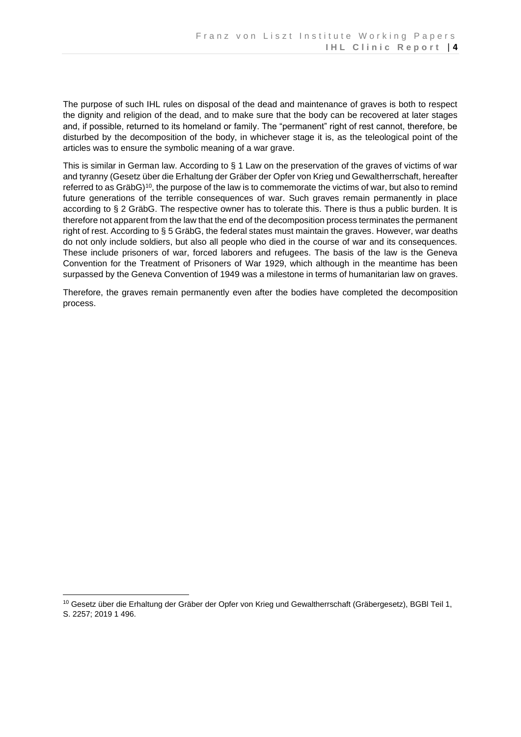The purpose of such IHL rules on disposal of the dead and maintenance of graves is both to respect the dignity and religion of the dead, and to make sure that the body can be recovered at later stages and, if possible, returned to its homeland or family. The "permanent" right of rest cannot, therefore, be disturbed by the decomposition of the body, in whichever stage it is, as the teleological point of the articles was to ensure the symbolic meaning of a war grave.

This is similar in German law. According to § 1 Law on the preservation of the graves of victims of war and tyranny (Gesetz über die Erhaltung der Gräber der Opfer von Krieg und Gewaltherrschaft, hereafter referred to as GräbG)[10], the purpose of the law is to commemorate the victims of war, but also to remind future generations of the terrible consequences of war. Such graves remain permanently in place according to § 2 GräbG. The respective owner has to tolerate this. There is thus a public burden. It is therefore not apparent from the law that the end of the decomposition process terminates the permanent right of rest. According to § 5 GräbG, the federal states must maintain the graves. However, war deaths do not only include soldiers, but also all people who died in the course of war and its consequences. These include prisoners of war, forced laborers and refugees. The basis of the law is the Geneva Convention for the Treatment of Prisoners of War 1929, which although in the meantime has been surpassed by the Geneva Convention of 1949 was a milestone in terms of humanitarian law on graves.

Therefore, the graves remain permanently even after the bodies have completed the decomposition process.

---

[10] Gesetz über die Erhaltung der Gräber der Opfer von Krieg und Gewaltherrschaft (Gräbergesetz), BGBl Teil 1, S. 2257; 2019 1 496.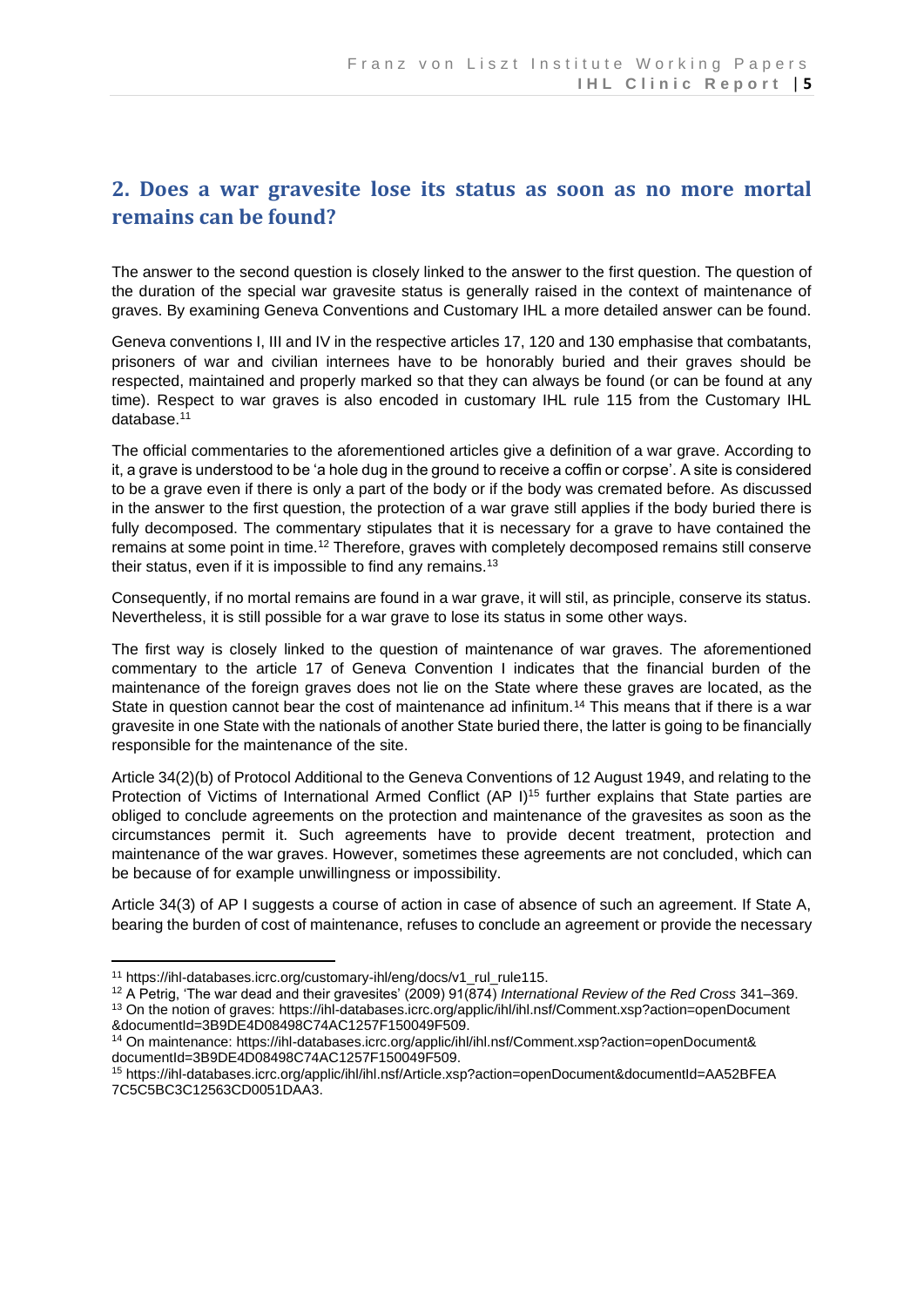## 2. Does a war gravesite lose its status as soon as no more mortal remains can be found?

The answer to the second question is closely linked to the answer to the first question. The question of the duration of the special war gravesite status is generally raised in the context of maintenance of graves. By examining Geneva Conventions and Customary IHL a more detailed answer can be found.

Geneva conventions I, III and IV in the respective articles 17, 120 and 130 emphasise that combatants, prisoners of war and civilian internees have to be honorably buried and their graves should be respected, maintained and properly marked so that they can always be found (or can be found at any time). Respect to war graves is also encoded in customary IHL rule 115 from the Customary IHL database.[11]

The official commentaries to the aforementioned articles give a definition of a war grave. According to it, a grave is understood to be 'a hole dug in the ground to receive a coffin or corpse'. A site is considered to be a grave even if there is only a part of the body or if the body was cremated before. As discussed in the answer to the first question, the protection of a war grave still applies if the body buried there is fully decomposed. The commentary stipulates that it is necessary for a grave to have contained the remains at some point in time.[12] Therefore, graves with completely decomposed remains still conserve their status, even if it is impossible to find any remains.[13]

Consequently, if no mortal remains are found in a war grave, it will stil, as principle, conserve its status. Nevertheless, it is still possible for a war grave to lose its status in some other ways.

The first way is closely linked to the question of maintenance of war graves. The aforementioned commentary to the article 17 of Geneva Convention I indicates that the financial burden of the maintenance of the foreign graves does not lie on the State where these graves are located, as the State in question cannot bear the cost of maintenance ad infinitum.[14] This means that if there is a war gravesite in one State with the nationals of another State buried there, the latter is going to be financially responsible for the maintenance of the site.

Article 34(2)(b) of Protocol Additional to the Geneva Conventions of 12 August 1949, and relating to the Protection of Victims of International Armed Conflict (AP I)[15] further explains that State parties are obliged to conclude agreements on the protection and maintenance of the gravesites as soon as the circumstances permit it. Such agreements have to provide decent treatment, protection and maintenance of the war graves. However, sometimes these agreements are not concluded, which can be because of for example unwillingness or impossibility.

Article 34(3) of AP I suggests a course of action in case of absence of such an agreement. If State A, bearing the burden of cost of maintenance, refuses to conclude an agreement or provide the necessary

---

[11] https://ihl-databases.icrc.org/customary-ihl/eng/docs/v1_rul_rule115.

[12] A Petrig, 'The war dead and their gravesites' (2009) 91(874) *International Review of the Red Cross* 341–369.

[13] On the notion of graves: https://ihl-databases.icrc.org/applic/ihl/ihl.nsf/Comment.xsp?action=openDocument &documentId=3B9DE4D08498C74AC1257F150049F509.

[14] On maintenance: https://ihl-databases.icrc.org/applic/ihl/ihl.nsf/Comment.xsp?action=openDocument& documentId=3B9DE4D08498C74AC1257F150049F509.

[15] https://ihl-databases.icrc.org/applic/ihl/ihl.nsf/Article.xsp?action=openDocument&documentId=AA52BFEA 7C5C5BC3C12563CD0051DAA3.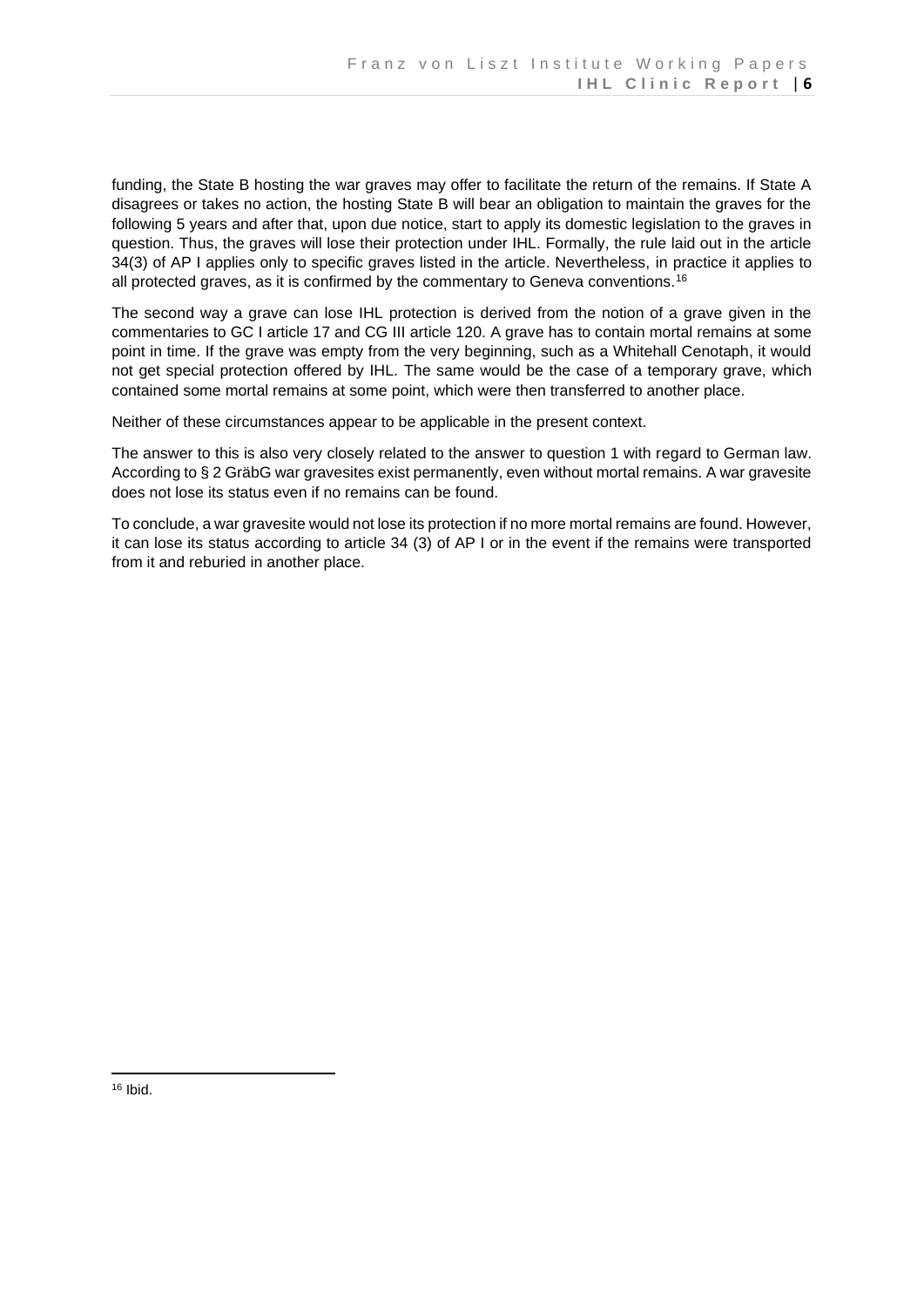funding, the State B hosting the war graves may offer to facilitate the return of the remains. If State A disagrees or takes no action, the hosting State B will bear an obligation to maintain the graves for the following 5 years and after that, upon due notice, start to apply its domestic legislation to the graves in question. Thus, the graves will lose their protection under IHL. Formally, the rule laid out in the article 34(3) of AP I applies only to specific graves listed in the article. Nevertheless, in practice it applies to all protected graves, as it is confirmed by the commentary to Geneva conventions.[16]

The second way a grave can lose IHL protection is derived from the notion of a grave given in the commentaries to GC I article 17 and CG III article 120. A grave has to contain mortal remains at some point in time. If the grave was empty from the very beginning, such as a Whitehall Cenotaph, it would not get special protection offered by IHL. The same would be the case of a temporary grave, which contained some mortal remains at some point, which were then transferred to another place.

Neither of these circumstances appear to be applicable in the present context.

The answer to this is also very closely related to the answer to question 1 with regard to German law. According to § 2 GräbG war gravesites exist permanently, even without mortal remains. A war gravesite does not lose its status even if no remains can be found.

To conclude, a war gravesite would not lose its protection if no more mortal remains are found. However, it can lose its status according to article 34 (3) of AP I or in the event if the remains were transported from it and reburied in another place.

[16] Ibid.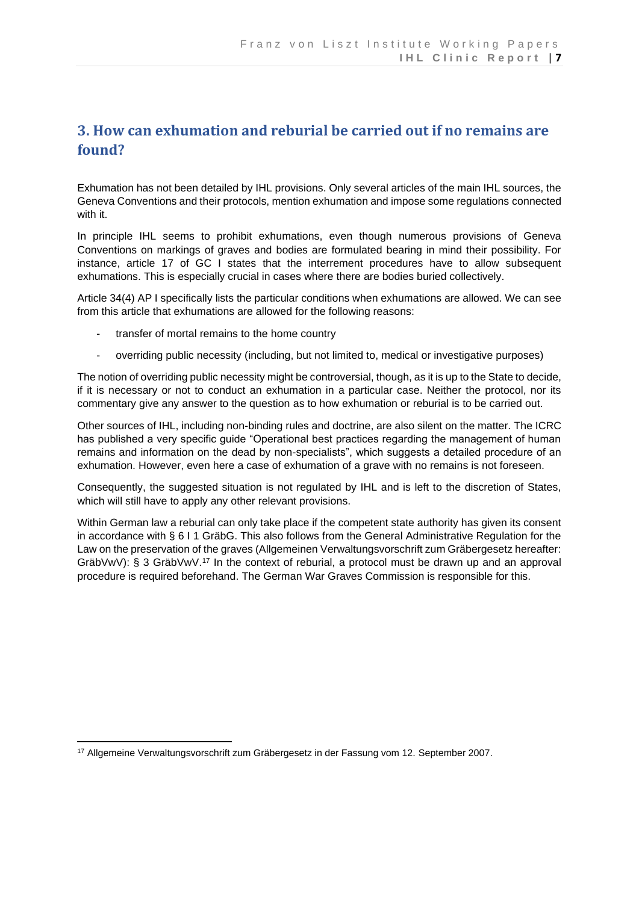## 3. How can exhumation and reburial be carried out if no remains are found?

Exhumation has not been detailed by IHL provisions. Only several articles of the main IHL sources, the Geneva Conventions and their protocols, mention exhumation and impose some regulations connected with it.

In principle IHL seems to prohibit exhumations, even though numerous provisions of Geneva Conventions on markings of graves and bodies are formulated bearing in mind their possibility. For instance, article 17 of GC I states that the interrement procedures have to allow subsequent exhumations. This is especially crucial in cases where there are bodies buried collectively.

Article 34(4) AP I specifically lists the particular conditions when exhumations are allowed. We can see from this article that exhumations are allowed for the following reasons:

- transfer of mortal remains to the home country
- overriding public necessity (including, but not limited to, medical or investigative purposes)

The notion of overriding public necessity might be controversial, though, as it is up to the State to decide, if it is necessary or not to conduct an exhumation in a particular case. Neither the protocol, nor its commentary give any answer to the question as to how exhumation or reburial is to be carried out.

Other sources of IHL, including non-binding rules and doctrine, are also silent on the matter. The ICRC has published a very specific guide "Operational best practices regarding the management of human remains and information on the dead by non-specialists", which suggests a detailed procedure of an exhumation. However, even here a case of exhumation of a grave with no remains is not foreseen.

Consequently, the suggested situation is not regulated by IHL and is left to the discretion of States, which will still have to apply any other relevant provisions.

Within German law a reburial can only take place if the competent state authority has given its consent in accordance with § 6 I 1 GräbG. This also follows from the General Administrative Regulation for the Law on the preservation of the graves (Allgemeinen Verwaltungsvorschrift zum Gräbergesetz hereafter: GräbVwV): § 3 GräbVwV.[17] In the context of reburial, a protocol must be drawn up and an approval procedure is required beforehand. The German War Graves Commission is responsible for this.

[17] Allgemeine Verwaltungsvorschrift zum Gräbergesetz in der Fassung vom 12. September 2007.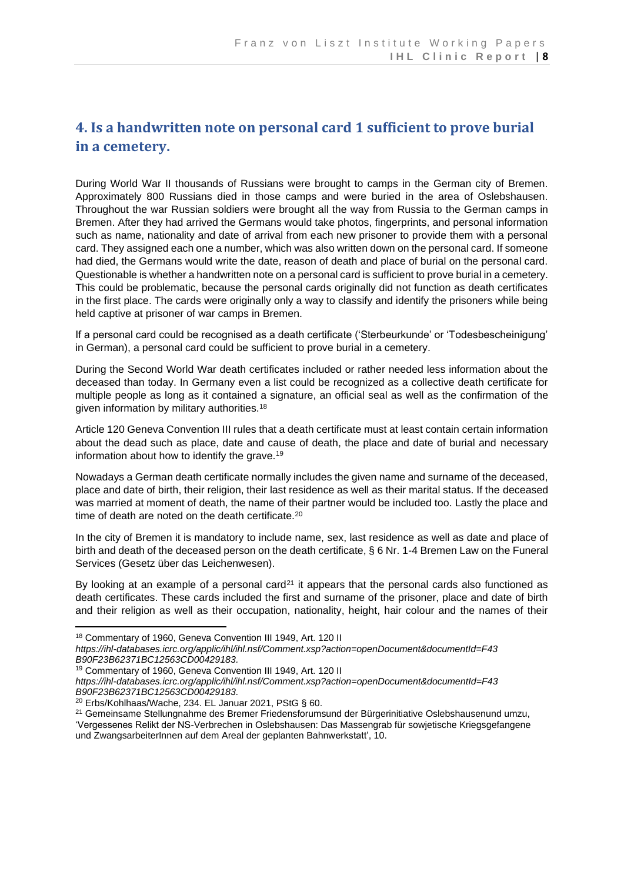## 4. Is a handwritten note on personal card 1 sufficient to prove burial in a cemetery.

During World War II thousands of Russians were brought to camps in the German city of Bremen. Approximately 800 Russians died in those camps and were buried in the area of Oslebshausen. Throughout the war Russian soldiers were brought all the way from Russia to the German camps in Bremen. After they had arrived the Germans would take photos, fingerprints, and personal information such as name, nationality and date of arrival from each new prisoner to provide them with a personal card. They assigned each one a number, which was also written down on the personal card. If someone had died, the Germans would write the date, reason of death and place of burial on the personal card. Questionable is whether a handwritten note on a personal card is sufficient to prove burial in a cemetery. This could be problematic, because the personal cards originally did not function as death certificates in the first place. The cards were originally only a way to classify and identify the prisoners while being held captive at prisoner of war camps in Bremen.

If a personal card could be recognised as a death certificate ('Sterbeurkunde' or 'Todesbescheinigung' in German), a personal card could be sufficient to prove burial in a cemetery.

During the Second World War death certificates included or rather needed less information about the deceased than today. In Germany even a list could be recognized as a collective death certificate for multiple people as long as it contained a signature, an official seal as well as the confirmation of the given information by military authorities.[18]

Article 120 Geneva Convention III rules that a death certificate must at least contain certain information about the dead such as place, date and cause of death, the place and date of burial and necessary information about how to identify the grave.[19]

Nowadays a German death certificate normally includes the given name and surname of the deceased, place and date of birth, their religion, their last residence as well as their marital status. If the deceased was married at moment of death, the name of their partner would be included too. Lastly the place and time of death are noted on the death certificate.[20]

In the city of Bremen it is mandatory to include name, sex, last residence as well as date and place of birth and death of the deceased person on the death certificate, § 6 Nr. 1-4 Bremen Law on the Funeral Services (Gesetz über das Leichenwesen).

By looking at an example of a personal card[21] it appears that the personal cards also functioned as death certificates. These cards included the first and surname of the prisoner, place and date of birth and their religion as well as their occupation, nationality, height, hair colour and the names of their

---

[18] Commentary of 1960, Geneva Convention III 1949, Art. 120 II *https://ihl-databases.icrc.org/applic/ihl/ihl.nsf/Comment.xsp?action=openDocument&documentId=F43B90F23B62371BC12563CD00429183.*

[19] Commentary of 1960, Geneva Convention III 1949, Art. 120 II *https://ihl-databases.icrc.org/applic/ihl/ihl.nsf/Comment.xsp?action=openDocument&documentId=F43B90F23B62371BC12563CD00429183.*

[20] Erbs/Kohlhaas/Wache, 234. EL Januar 2021, PStG § 60.

[21] Gemeinsame Stellungnahme des Bremer Friedensforumsund der Bürgerinitiative Oslebshausenund umzu, 'Vergessenes Relikt der NS-Verbrechen in Oslebshausen: Das Massengrab für sowjetische Kriegsgefangene und ZwangsarbeiterInnen auf dem Areal der geplanten Bahnwerkstatt', 10.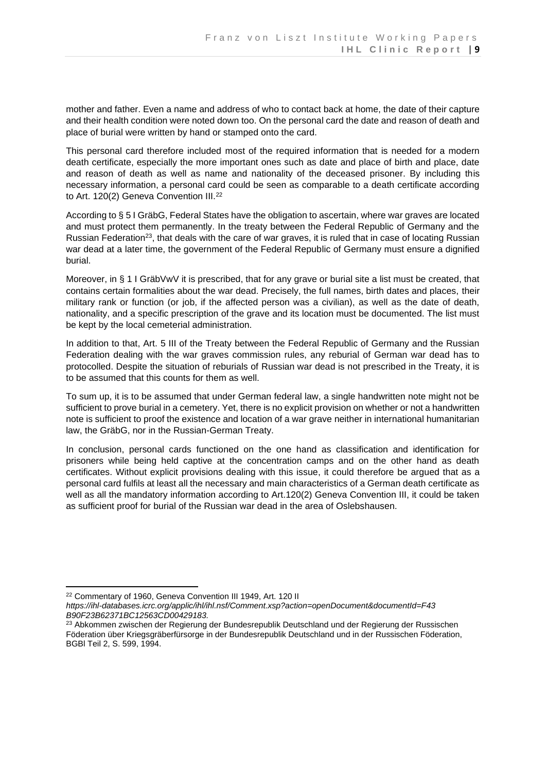mother and father. Even a name and address of who to contact back at home, the date of their capture and their health condition were noted down too. On the personal card the date and reason of death and place of burial were written by hand or stamped onto the card.

This personal card therefore included most of the required information that is needed for a modern death certificate, especially the more important ones such as date and place of birth and place, date and reason of death as well as name and nationality of the deceased prisoner. By including this necessary information, a personal card could be seen as comparable to a death certificate according to Art. 120(2) Geneva Convention III.[22]

According to § 5 I GräbG, Federal States have the obligation to ascertain, where war graves are located and must protect them permanently. In the treaty between the Federal Republic of Germany and the Russian Federation[23], that deals with the care of war graves, it is ruled that in case of locating Russian war dead at a later time, the government of the Federal Republic of Germany must ensure a dignified burial.

Moreover, in § 1 I GräbVwV it is prescribed, that for any grave or burial site a list must be created, that contains certain formalities about the war dead. Precisely, the full names, birth dates and places, their military rank or function (or job, if the affected person was a civilian), as well as the date of death, nationality, and a specific prescription of the grave and its location must be documented. The list must be kept by the local cemeterial administration.

In addition to that, Art. 5 III of the Treaty between the Federal Republic of Germany and the Russian Federation dealing with the war graves commission rules, any reburial of German war dead has to protocolled. Despite the situation of reburials of Russian war dead is not prescribed in the Treaty, it is to be assumed that this counts for them as well.

To sum up, it is to be assumed that under German federal law, a single handwritten note might not be sufficient to prove burial in a cemetery. Yet, there is no explicit provision on whether or not a handwritten note is sufficient to proof the existence and location of a war grave neither in international humanitarian law, the GräbG, nor in the Russian-German Treaty.

In conclusion, personal cards functioned on the one hand as classification and identification for prisoners while being held captive at the concentration camps and on the other hand as death certificates. Without explicit provisions dealing with this issue, it could therefore be argued that as a personal card fulfils at least all the necessary and main characteristics of a German death certificate as well as all the mandatory information according to Art.120(2) Geneva Convention III, it could be taken as sufficient proof for burial of the Russian war dead in the area of Oslebshausen.

---

[22] Commentary of 1960, Geneva Convention III 1949, Art. 120 II *https://ihl-databases.icrc.org/applic/ihl/ihl.nsf/Comment.xsp?action=openDocument&documentId=F43B90F23B62371BC12563CD00429183.*

[23] Abkommen zwischen der Regierung der Bundesrepublik Deutschland und der Regierung der Russischen Föderation über Kriegsgräberfürsorge in der Bundesrepublik Deutschland und in der Russischen Föderation, BGBl Teil 2, S. 599, 1994.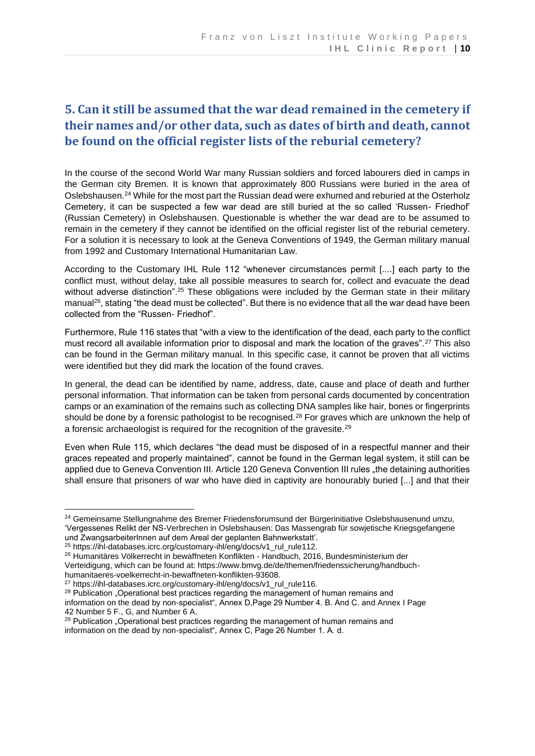## 5. Can it still be assumed that the war dead remained in the cemetery if their names and/or other data, such as dates of birth and death, cannot be found on the official register lists of the reburial cemetery?

In the course of the second World War many Russian soldiers and forced labourers died in camps in the German city Bremen. It is known that approximately 800 Russians were buried in the area of Oslebshausen.[24] While for the most part the Russian dead were exhumed and reburied at the Osterholz Cemetery, it can be suspected a few war dead are still buried at the so called 'Russen- Friedhof' (Russian Cemetery) in Oslebshausen. Questionable is whether the war dead are to be assumed to remain in the cemetery if they cannot be identified on the official register list of the reburial cemetery. For a solution it is necessary to look at the Geneva Conventions of 1949, the German military manual from 1992 and Customary International Humanitarian Law.

According to the Customary IHL Rule 112 "whenever circumstances permit [....] each party to the conflict must, without delay, take all possible measures to search for, collect and evacuate the dead without adverse distinction".[25] These obligations were included by the German state in their military manual[26], stating "the dead must be collected". But there is no evidence that all the war dead have been collected from the "Russen- Friedhof".

Furthermore, Rule 116 states that "with a view to the identification of the dead, each party to the conflict must record all available information prior to disposal and mark the location of the graves".[27] This also can be found in the German military manual. In this specific case, it cannot be proven that all victims were identified but they did mark the location of the found craves.

In general, the dead can be identified by name, address, date, cause and place of death and further personal information. That information can be taken from personal cards documented by concentration camps or an examination of the remains such as collecting DNA samples like hair, bones or fingerprints should be done by a forensic pathologist to be recognised.[28] For graves which are unknown the help of a forensic archaeologist is required for the recognition of the gravesite.[29]

Even when Rule 115, which declares "the dead must be disposed of in a respectful manner and their graces repeated and properly maintained", cannot be found in the German legal system, it still can be applied due to Geneva Convention III. Article 120 Geneva Convention III rules „the detaining authorities shall ensure that prisoners of war who have died in captivity are honourably buried [...] and that their

---

[24] Gemeinsame Stellungnahme des Bremer Friedensforumsund der Bürgerinitiative Oslebshausenund umzu, 'Vergessenes Relikt der NS-Verbrechen in Oslebshausen: Das Massengrab für sowjetische Kriegsgefangene und ZwangsarbeiterInnen auf dem Areal der geplanten Bahnwerkstatt'.

[25] https://ihl-databases.icrc.org/customary-ihl/eng/docs/v1_rul_rule112.

[26] Humanitäres Völkerrecht in bewaffneten Konflikten - Handbuch, 2016, Bundesministerium der Verteidigung, which can be found at: https://www.bmvg.de/de/themen/friedenssicherung/handbuch-humanitaeres-voelkerrecht-in-bewaffneten-konflikten-93608.

[27] https://ihl-databases.icrc.org/customary-ihl/eng/docs/v1_rul_rule116.

[28] Publication „Operational best practices regarding the management of human remains and information on the dead by non-specialist", Annex D,Page 29 Number 4. B. And C. and Annex I Page 42 Number 5 F., G, and Number 6 A.

[29] Publication „Operational best practices regarding the management of human remains and information on the dead by non-specialist", Annex C, Page 26 Number 1. A. d.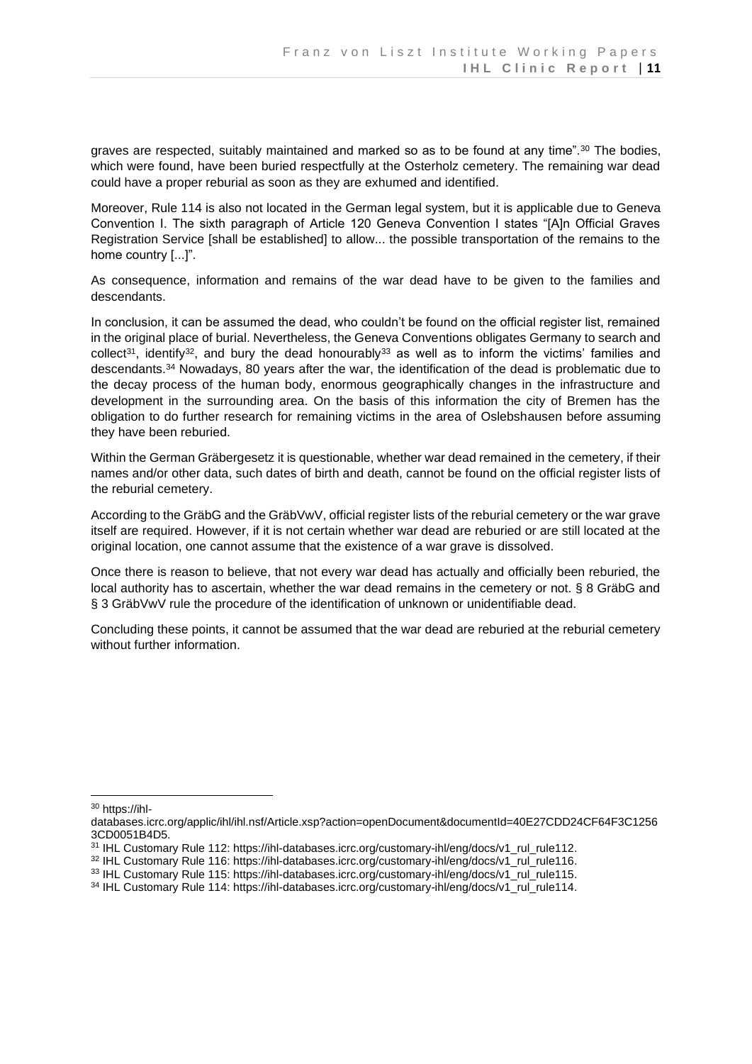graves are respected, suitably maintained and marked so as to be found at any time".[30] The bodies, which were found, have been buried respectfully at the Osterholz cemetery. The remaining war dead could have a proper reburial as soon as they are exhumed and identified.

Moreover, Rule 114 is also not located in the German legal system, but it is applicable due to Geneva Convention I. The sixth paragraph of Article 120 Geneva Convention I states "[A]n Official Graves Registration Service [shall be established] to allow... the possible transportation of the remains to the home country [...]".

As consequence, information and remains of the war dead have to be given to the families and descendants.

In conclusion, it can be assumed the dead, who couldn't be found on the official register list, remained in the original place of burial. Nevertheless, the Geneva Conventions obligates Germany to search and collect[31], identify[32], and bury the dead honourably[33] as well as to inform the victims' families and descendants.[34] Nowadays, 80 years after the war, the identification of the dead is problematic due to the decay process of the human body, enormous geographically changes in the infrastructure and development in the surrounding area. On the basis of this information the city of Bremen has the obligation to do further research for remaining victims in the area of Oslebshausen before assuming they have been reburied.

Within the German Gräbergesetz it is questionable, whether war dead remained in the cemetery, if their names and/or other data, such dates of birth and death, cannot be found on the official register lists of the reburial cemetery.

According to the GräbG and the GräbVwV, official register lists of the reburial cemetery or the war grave itself are required. However, if it is not certain whether war dead are reburied or are still located at the original location, one cannot assume that the existence of a war grave is dissolved.

Once there is reason to believe, that not every war dead has actually and officially been reburied, the local authority has to ascertain, whether the war dead remains in the cemetery or not. § 8 GräbG and § 3 GräbVwV rule the procedure of the identification of unknown or unidentifiable dead.

Concluding these points, it cannot be assumed that the war dead are reburied at the reburial cemetery without further information.

---

[30] https://ihl-databases.icrc.org/applic/ihl/ihl.nsf/Article.xsp?action=openDocument&documentId=40E27CDD24CF64F3C12563CD0051B4D5.

[31] IHL Customary Rule 112: https://ihl-databases.icrc.org/customary-ihl/eng/docs/v1_rul_rule112.

[32] IHL Customary Rule 116: https://ihl-databases.icrc.org/customary-ihl/eng/docs/v1_rul_rule116.

[33] IHL Customary Rule 115: https://ihl-databases.icrc.org/customary-ihl/eng/docs/v1_rul_rule115.

[34] IHL Customary Rule 114: https://ihl-databases.icrc.org/customary-ihl/eng/docs/v1_rul_rule114.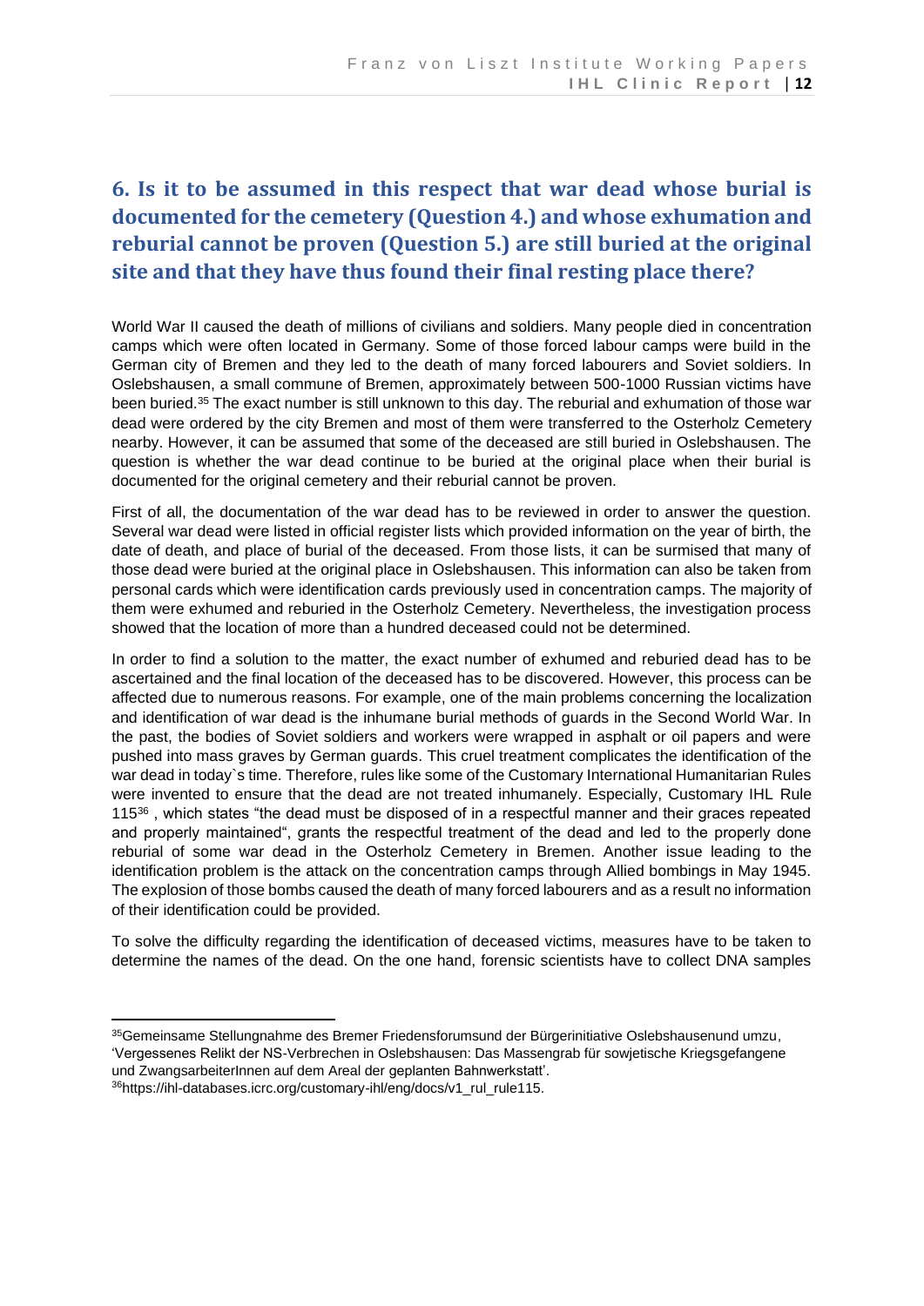## 6. Is it to be assumed in this respect that war dead whose burial is documented for the cemetery (Question 4.) and whose exhumation and reburial cannot be proven (Question 5.) are still buried at the original site and that they have thus found their final resting place there?

World War II caused the death of millions of civilians and soldiers. Many people died in concentration camps which were often located in Germany. Some of those forced labour camps were build in the German city of Bremen and they led to the death of many forced labourers and Soviet soldiers. In Oslebshausen, a small commune of Bremen, approximately between 500-1000 Russian victims have been buried.[35] The exact number is still unknown to this day. The reburial and exhumation of those war dead were ordered by the city Bremen and most of them were transferred to the Osterholz Cemetery nearby. However, it can be assumed that some of the deceased are still buried in Oslebshausen. The question is whether the war dead continue to be buried at the original place when their burial is documented for the original cemetery and their reburial cannot be proven.

First of all, the documentation of the war dead has to be reviewed in order to answer the question. Several war dead were listed in official register lists which provided information on the year of birth, the date of death, and place of burial of the deceased. From those lists, it can be surmised that many of those dead were buried at the original place in Oslebshausen. This information can also be taken from personal cards which were identification cards previously used in concentration camps. The majority of them were exhumed and reburied in the Osterholz Cemetery. Nevertheless, the investigation process showed that the location of more than a hundred deceased could not be determined.

In order to find a solution to the matter, the exact number of exhumed and reburied dead has to be ascertained and the final location of the deceased has to be discovered. However, this process can be affected due to numerous reasons. For example, one of the main problems concerning the localization and identification of war dead is the inhumane burial methods of guards in the Second World War. In the past, the bodies of Soviet soldiers and workers were wrapped in asphalt or oil papers and were pushed into mass graves by German guards. This cruel treatment complicates the identification of the war dead in today`s time. Therefore, rules like some of the Customary International Humanitarian Rules were invented to ensure that the dead are not treated inhumanely. Especially, Customary IHL Rule 115[36] , which states "the dead must be disposed of in a respectful manner and their graces repeated and properly maintained", grants the respectful treatment of the dead and led to the properly done reburial of some war dead in the Osterholz Cemetery in Bremen. Another issue leading to the identification problem is the attack on the concentration camps through Allied bombings in May 1945. The explosion of those bombs caused the death of many forced labourers and as a result no information of their identification could be provided.

To solve the difficulty regarding the identification of deceased victims, measures have to be taken to determine the names of the dead. On the one hand, forensic scientists have to collect DNA samples

---

[35] Gemeinsame Stellungnahme des Bremer Friedensforumsund der Bürgerinitiative Oslebshausenund umzu, 'Vergessenes Relikt der NS-Verbrechen in Oslebshausen: Das Massengrab für sowjetische Kriegsgefangene und ZwangsarbeiterInnen auf dem Areal der geplanten Bahnwerkstatt'.

[36] https://ihl-databases.icrc.org/customary-ihl/eng/docs/v1_rul_rule115.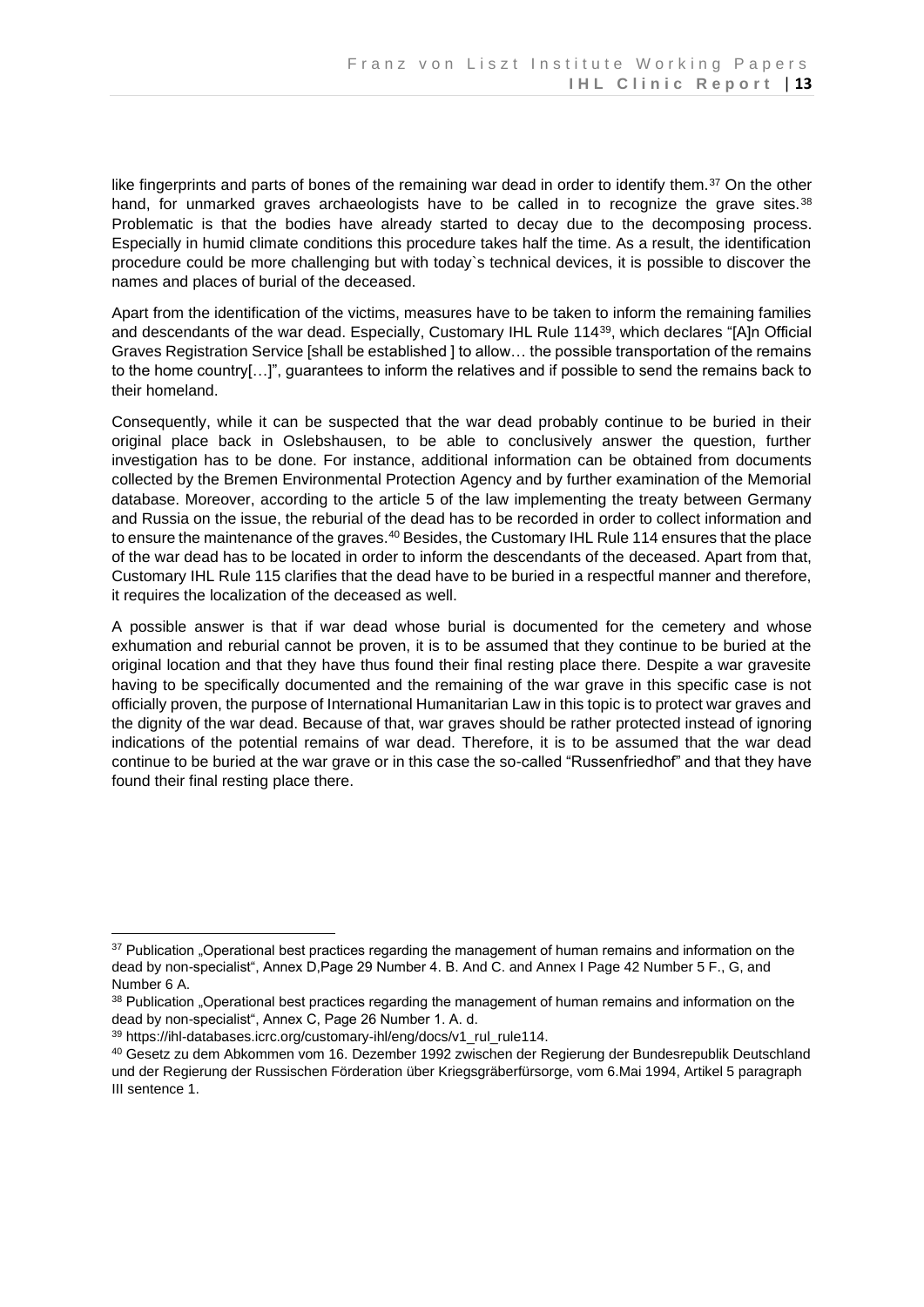like fingerprints and parts of bones of the remaining war dead in order to identify them.[37] On the other hand, for unmarked graves archaeologists have to be called in to recognize the grave sites.[38] Problematic is that the bodies have already started to decay due to the decomposing process. Especially in humid climate conditions this procedure takes half the time. As a result, the identification procedure could be more challenging but with today`s technical devices, it is possible to discover the names and places of burial of the deceased.

Apart from the identification of the victims, measures have to be taken to inform the remaining families and descendants of the war dead. Especially, Customary IHL Rule 114[39], which declares "[A]n Official Graves Registration Service [shall be established ] to allow… the possible transportation of the remains to the home country[…]", guarantees to inform the relatives and if possible to send the remains back to their homeland.

Consequently, while it can be suspected that the war dead probably continue to be buried in their original place back in Oslebshausen, to be able to conclusively answer the question, further investigation has to be done. For instance, additional information can be obtained from documents collected by the Bremen Environmental Protection Agency and by further examination of the Memorial database. Moreover, according to the article 5 of the law implementing the treaty between Germany and Russia on the issue, the reburial of the dead has to be recorded in order to collect information and to ensure the maintenance of the graves.[40] Besides, the Customary IHL Rule 114 ensures that the place of the war dead has to be located in order to inform the descendants of the deceased. Apart from that, Customary IHL Rule 115 clarifies that the dead have to be buried in a respectful manner and therefore, it requires the localization of the deceased as well.

A possible answer is that if war dead whose burial is documented for the cemetery and whose exhumation and reburial cannot be proven, it is to be assumed that they continue to be buried at the original location and that they have thus found their final resting place there. Despite a war gravesite having to be specifically documented and the remaining of the war grave in this specific case is not officially proven, the purpose of International Humanitarian Law in this topic is to protect war graves and the dignity of the war dead. Because of that, war graves should be rather protected instead of ignoring indications of the potential remains of war dead. Therefore, it is to be assumed that the war dead continue to be buried at the war grave or in this case the so-called "Russenfriedhof" and that they have found their final resting place there.

---

[37] Publication „Operational best practices regarding the management of human remains and information on the dead by non-specialist", Annex D,Page 29 Number 4. B. And C. and Annex I Page 42 Number 5 F., G, and Number 6 A.

[38] Publication „Operational best practices regarding the management of human remains and information on the dead by non-specialist", Annex C, Page 26 Number 1. A. d.

[39] https://ihl-databases.icrc.org/customary-ihl/eng/docs/v1_rul_rule114.

[40] Gesetz zu dem Abkommen vom 16. Dezember 1992 zwischen der Regierung der Bundesrepublik Deutschland und der Regierung der Russischen Förderation über Kriegsgräberfürsorge, vom 6.Mai 1994, Artikel 5 paragraph III sentence 1.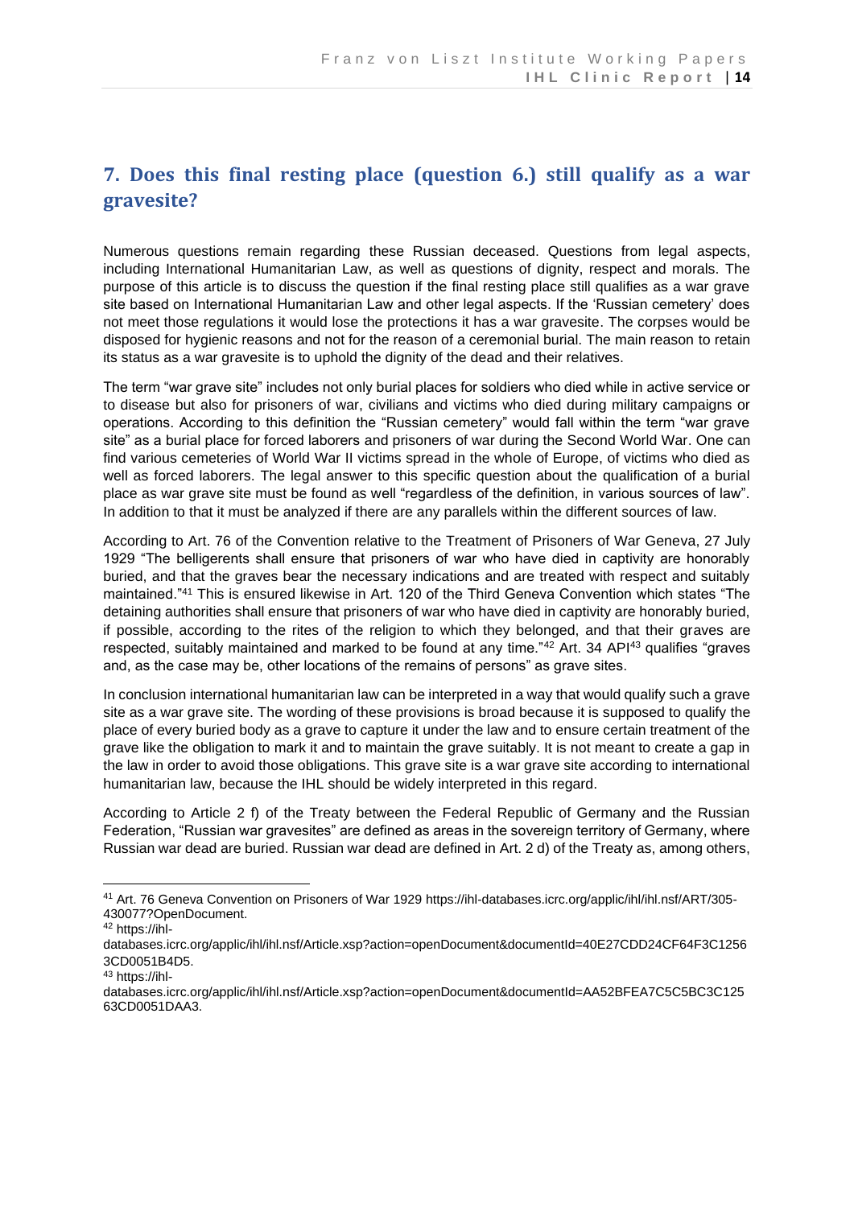## 7. Does this final resting place (question 6.) still qualify as a war gravesite?

Numerous questions remain regarding these Russian deceased. Questions from legal aspects, including International Humanitarian Law, as well as questions of dignity, respect and morals. The purpose of this article is to discuss the question if the final resting place still qualifies as a war grave site based on International Humanitarian Law and other legal aspects. If the 'Russian cemetery' does not meet those regulations it would lose the protections it has a war gravesite. The corpses would be disposed for hygienic reasons and not for the reason of a ceremonial burial. The main reason to retain its status as a war gravesite is to uphold the dignity of the dead and their relatives.

The term "war grave site" includes not only burial places for soldiers who died while in active service or to disease but also for prisoners of war, civilians and victims who died during military campaigns or operations. According to this definition the "Russian cemetery" would fall within the term "war grave site" as a burial place for forced laborers and prisoners of war during the Second World War. One can find various cemeteries of World War II victims spread in the whole of Europe, of victims who died as well as forced laborers. The legal answer to this specific question about the qualification of a burial place as war grave site must be found as well "regardless of the definition, in various sources of law". In addition to that it must be analyzed if there are any parallels within the different sources of law.

According to Art. 76 of the Convention relative to the Treatment of Prisoners of War Geneva, 27 July 1929 "The belligerents shall ensure that prisoners of war who have died in captivity are honorably buried, and that the graves bear the necessary indications and are treated with respect and suitably maintained."[41] This is ensured likewise in Art. 120 of the Third Geneva Convention which states "The detaining authorities shall ensure that prisoners of war who have died in captivity are honorably buried, if possible, according to the rites of the religion to which they belonged, and that their graves are respected, suitably maintained and marked to be found at any time."[42] Art. 34 API[43] qualifies "graves and, as the case may be, other locations of the remains of persons" as grave sites.

In conclusion international humanitarian law can be interpreted in a way that would qualify such a grave site as a war grave site. The wording of these provisions is broad because it is supposed to qualify the place of every buried body as a grave to capture it under the law and to ensure certain treatment of the grave like the obligation to mark it and to maintain the grave suitably. It is not meant to create a gap in the law in order to avoid those obligations. This grave site is a war grave site according to international humanitarian law, because the IHL should be widely interpreted in this regard.

According to Article 2 f) of the Treaty between the Federal Republic of Germany and the Russian Federation, "Russian war gravesites" are defined as areas in the sovereign territory of Germany, where Russian war dead are buried. Russian war dead are defined in Art. 2 d) of the Treaty as, among others,

---

[41] Art. 76 Geneva Convention on Prisoners of War 1929 https://ihl-databases.icrc.org/applic/ihl/ihl.nsf/ART/305-430077?OpenDocument.

[42] https://ihl-databases.icrc.org/applic/ihl/ihl.nsf/Article.xsp?action=openDocument&documentId=40E27CDD24CF64F3C12563CD0051B4D5.

[43] https://ihl-databases.icrc.org/applic/ihl/ihl.nsf/Article.xsp?action=openDocument&documentId=AA52BFEA7C5C5BC3C12563CD0051DAA3.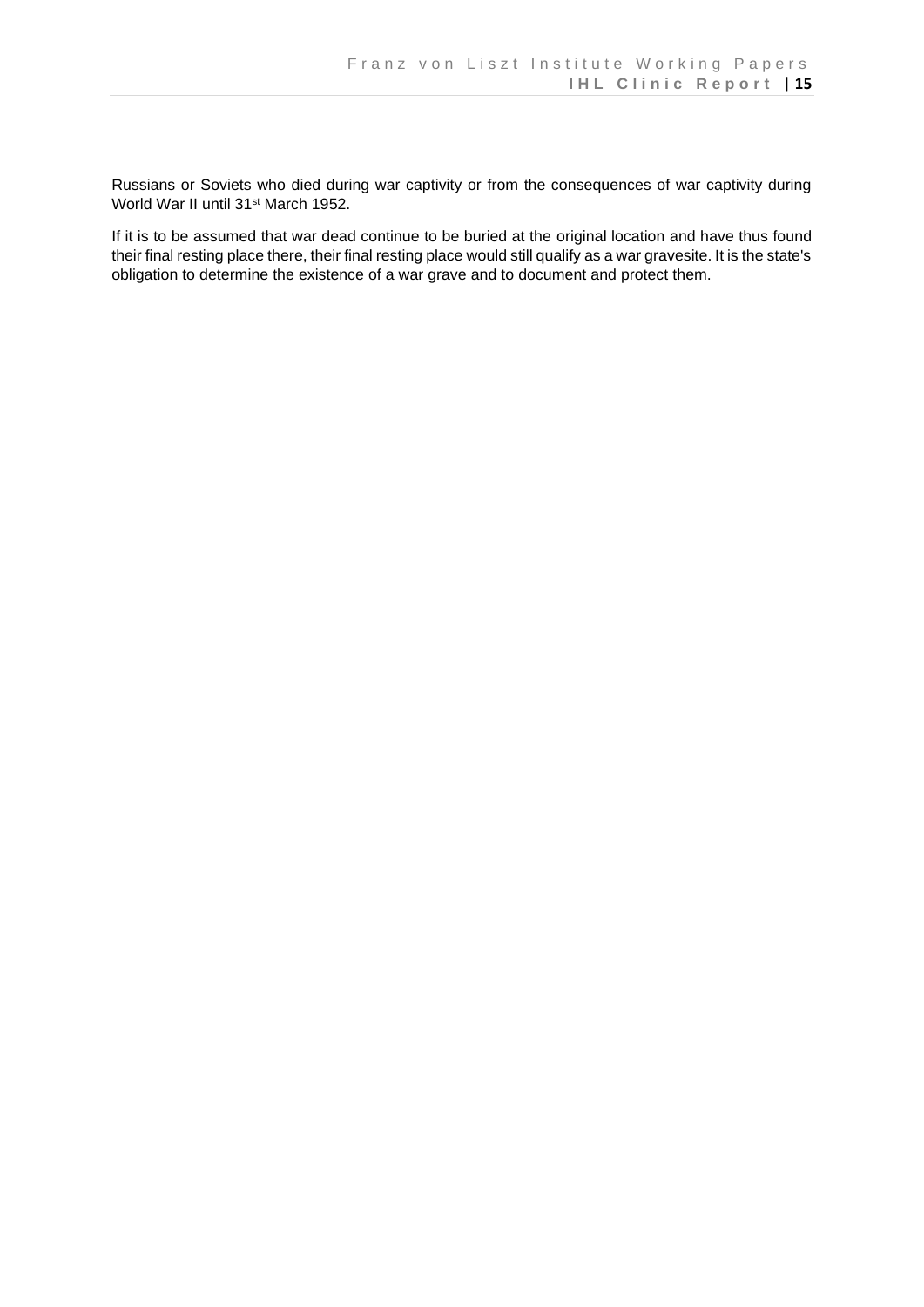Russians or Soviets who died during war captivity or from the consequences of war captivity during World War II until 31st March 1952.

If it is to be assumed that war dead continue to be buried at the original location and have thus found their final resting place there, their final resting place would still qualify as a war gravesite. It is the state's obligation to determine the existence of a war grave and to document and protect them.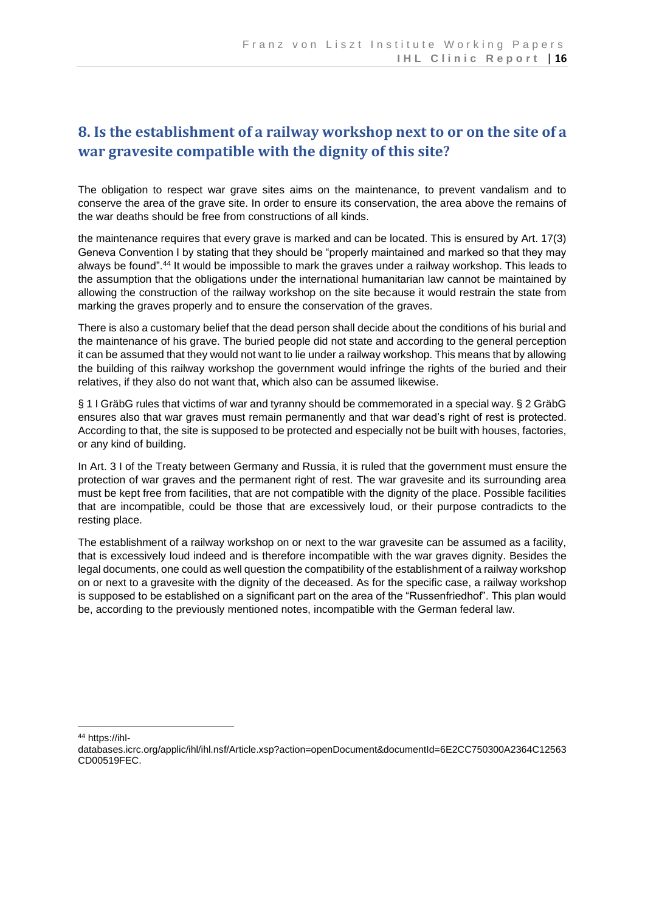## 8. Is the establishment of a railway workshop next to or on the site of a war gravesite compatible with the dignity of this site?

The obligation to respect war grave sites aims on the maintenance, to prevent vandalism and to conserve the area of the grave site. In order to ensure its conservation, the area above the remains of the war deaths should be free from constructions of all kinds.

the maintenance requires that every grave is marked and can be located. This is ensured by Art. 17(3) Geneva Convention I by stating that they should be "properly maintained and marked so that they may always be found".[44] It would be impossible to mark the graves under a railway workshop. This leads to the assumption that the obligations under the international humanitarian law cannot be maintained by allowing the construction of the railway workshop on the site because it would restrain the state from marking the graves properly and to ensure the conservation of the graves.

There is also a customary belief that the dead person shall decide about the conditions of his burial and the maintenance of his grave. The buried people did not state and according to the general perception it can be assumed that they would not want to lie under a railway workshop. This means that by allowing the building of this railway workshop the government would infringe the rights of the buried and their relatives, if they also do not want that, which also can be assumed likewise.

§ 1 I GräbG rules that victims of war and tyranny should be commemorated in a special way. § 2 GräbG ensures also that war graves must remain permanently and that war dead's right of rest is protected. According to that, the site is supposed to be protected and especially not be built with houses, factories, or any kind of building.

In Art. 3 I of the Treaty between Germany and Russia, it is ruled that the government must ensure the protection of war graves and the permanent right of rest. The war gravesite and its surrounding area must be kept free from facilities, that are not compatible with the dignity of the place. Possible facilities that are incompatible, could be those that are excessively loud, or their purpose contradicts to the resting place.

The establishment of a railway workshop on or next to the war gravesite can be assumed as a facility, that is excessively loud indeed and is therefore incompatible with the war graves dignity. Besides the legal documents, one could as well question the compatibility of the establishment of a railway workshop on or next to a gravesite with the dignity of the deceased. As for the specific case, a railway workshop is supposed to be established on a significant part on the area of the "Russenfriedhof". This plan would be, according to the previously mentioned notes, incompatible with the German federal law.

[44] https://ihl-databases.icrc.org/applic/ihl/ihl.nsf/Article.xsp?action=openDocument&documentId=6E2CC750300A2364C12563CD00519FEC.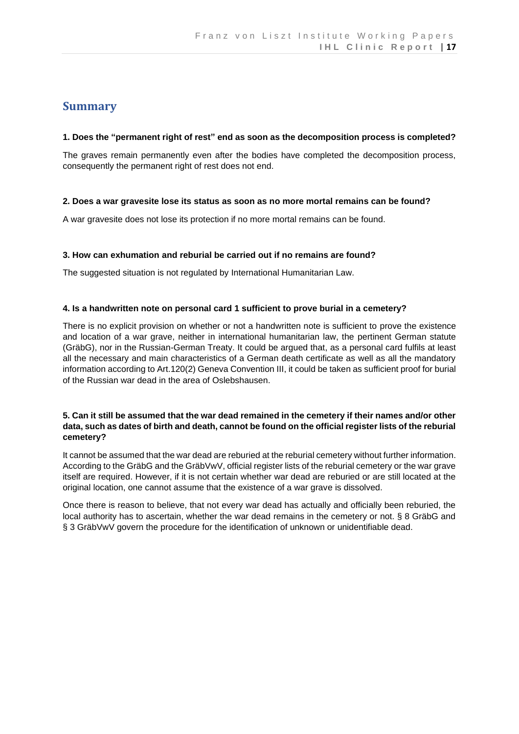## Summary

**1. Does the "permanent right of rest" end as soon as the decomposition process is completed?**

The graves remain permanently even after the bodies have completed the decomposition process, consequently the permanent right of rest does not end.

**2. Does a war gravesite lose its status as soon as no more mortal remains can be found?**

A war gravesite does not lose its protection if no more mortal remains can be found.

**3. How can exhumation and reburial be carried out if no remains are found?**

The suggested situation is not regulated by International Humanitarian Law.

**4. Is a handwritten note on personal card 1 sufficient to prove burial in a cemetery?**

There is no explicit provision on whether or not a handwritten note is sufficient to prove the existence and location of a war grave, neither in international humanitarian law, the pertinent German statute (GräbG), nor in the Russian-German Treaty. It could be argued that, as a personal card fulfils at least all the necessary and main characteristics of a German death certificate as well as all the mandatory information according to Art.120(2) Geneva Convention III, it could be taken as sufficient proof for burial of the Russian war dead in the area of Oslebshausen.

**5. Can it still be assumed that the war dead remained in the cemetery if their names and/or other data, such as dates of birth and death, cannot be found on the official register lists of the reburial cemetery?**

It cannot be assumed that the war dead are reburied at the reburial cemetery without further information. According to the GräbG and the GräbVwV, official register lists of the reburial cemetery or the war grave itself are required. However, if it is not certain whether war dead are reburied or are still located at the original location, one cannot assume that the existence of a war grave is dissolved.

Once there is reason to believe, that not every war dead has actually and officially been reburied, the local authority has to ascertain, whether the war dead remains in the cemetery or not. § 8 GräbG and § 3 GräbVwV govern the procedure for the identification of unknown or unidentifiable dead.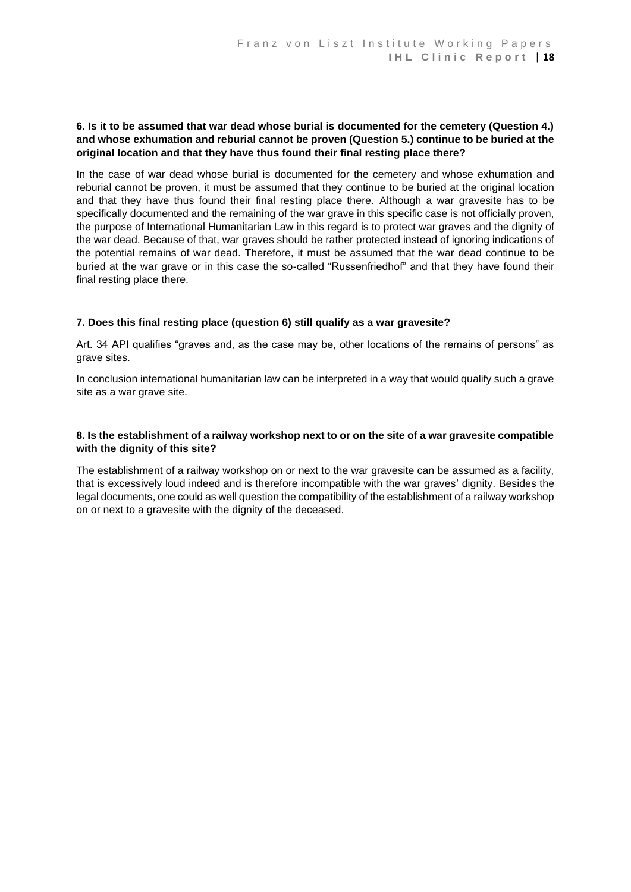**6. Is it to be assumed that war dead whose burial is documented for the cemetery (Question 4.) and whose exhumation and reburial cannot be proven (Question 5.) continue to be buried at the original location and that they have thus found their final resting place there?**

In the case of war dead whose burial is documented for the cemetery and whose exhumation and reburial cannot be proven, it must be assumed that they continue to be buried at the original location and that they have thus found their final resting place there. Although a war gravesite has to be specifically documented and the remaining of the war grave in this specific case is not officially proven, the purpose of International Humanitarian Law in this regard is to protect war graves and the dignity of the war dead. Because of that, war graves should be rather protected instead of ignoring indications of the potential remains of war dead. Therefore, it must be assumed that the war dead continue to be buried at the war grave or in this case the so-called "Russenfriedhof" and that they have found their final resting place there.

**7. Does this final resting place (question 6) still qualify as a war gravesite?**

Art. 34 API qualifies "graves and, as the case may be, other locations of the remains of persons" as grave sites.

In conclusion international humanitarian law can be interpreted in a way that would qualify such a grave site as a war grave site.

**8. Is the establishment of a railway workshop next to or on the site of a war gravesite compatible with the dignity of this site?**

The establishment of a railway workshop on or next to the war gravesite can be assumed as a facility, that is excessively loud indeed and is therefore incompatible with the war graves' dignity. Besides the legal documents, one could as well question the compatibility of the establishment of a railway workshop on or next to a gravesite with the dignity of the deceased.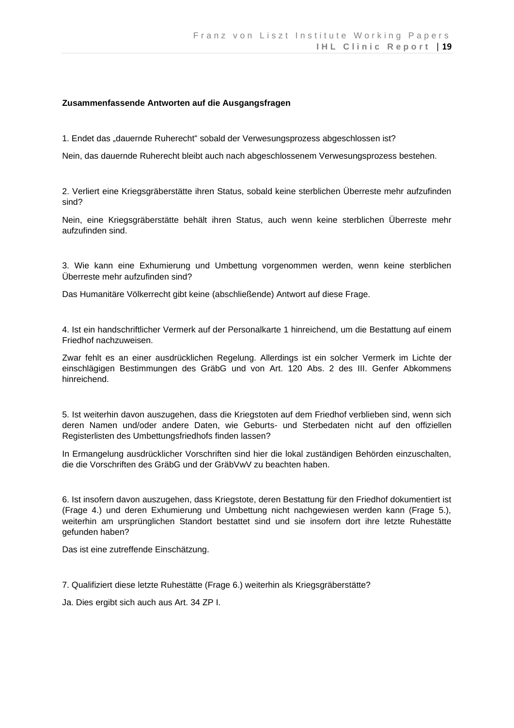**Zusammenfassende Antworten auf die Ausgangsfragen**

1. Endet das „dauernde Ruherecht" sobald der Verwesungsprozess abgeschlossen ist?

Nein, das dauernde Ruherecht bleibt auch nach abgeschlossenem Verwesungsprozess bestehen.

2. Verliert eine Kriegsgräberstätte ihren Status, sobald keine sterblichen Überreste mehr aufzufinden sind?

Nein, eine Kriegsgräberstätte behält ihren Status, auch wenn keine sterblichen Überreste mehr aufzufinden sind.

3. Wie kann eine Exhumierung und Umbettung vorgenommen werden, wenn keine sterblichen Überreste mehr aufzufinden sind?

Das Humanitäre Völkerrecht gibt keine (abschließende) Antwort auf diese Frage.

4. Ist ein handschriftlicher Vermerk auf der Personalkarte 1 hinreichend, um die Bestattung auf einem Friedhof nachzuweisen.

Zwar fehlt es an einer ausdrücklichen Regelung. Allerdings ist ein solcher Vermerk im Lichte der einschlägigen Bestimmungen des GräbG und von Art. 120 Abs. 2 des III. Genfer Abkommens hinreichend.

5. Ist weiterhin davon auszugehen, dass die Kriegstoten auf dem Friedhof verblieben sind, wenn sich deren Namen und/oder andere Daten, wie Geburts- und Sterbedaten nicht auf den offiziellen Registerlisten des Umbettungsfriedhofs finden lassen?

In Ermangelung ausdrücklicher Vorschriften sind hier die lokal zuständigen Behörden einzuschalten, die die Vorschriften des GräbG und der GräbVwV zu beachten haben.

6. Ist insofern davon auszugehen, dass Kriegstote, deren Bestattung für den Friedhof dokumentiert ist (Frage 4.) und deren Exhumierung und Umbettung nicht nachgewiesen werden kann (Frage 5.), weiterhin am ursprünglichen Standort bestattet sind und sie insofern dort ihre letzte Ruhestätte gefunden haben?

Das ist eine zutreffende Einschätzung.

7. Qualifiziert diese letzte Ruhestätte (Frage 6.) weiterhin als Kriegsgräberstätte?

Ja. Dies ergibt sich auch aus Art. 34 ZP I.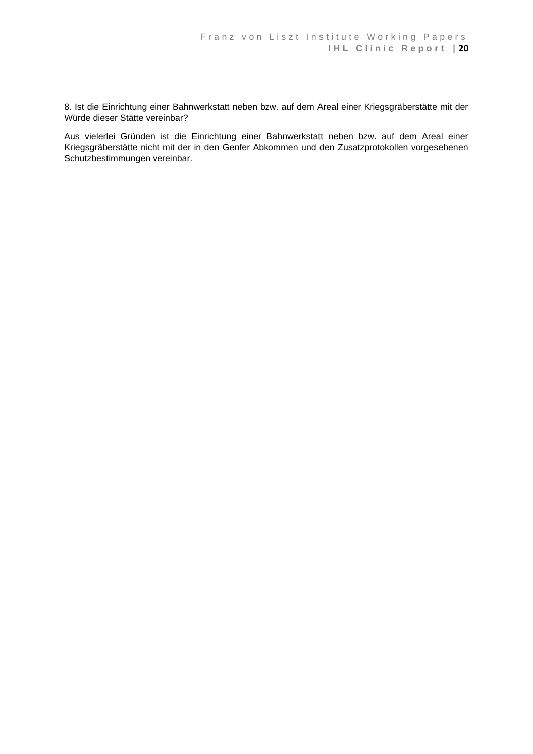8. Ist die Einrichtung einer Bahnwerkstatt neben bzw. auf dem Areal einer Kriegsgräberstätte mit der Würde dieser Stätte vereinbar?

Aus vielerlei Gründen ist die Einrichtung einer Bahnwerkstatt neben bzw. auf dem Areal einer Kriegsgräberstätte nicht mit der in den Genfer Abkommen und den Zusatzprotokollen vorgesehenen Schutzbestimmungen vereinbar.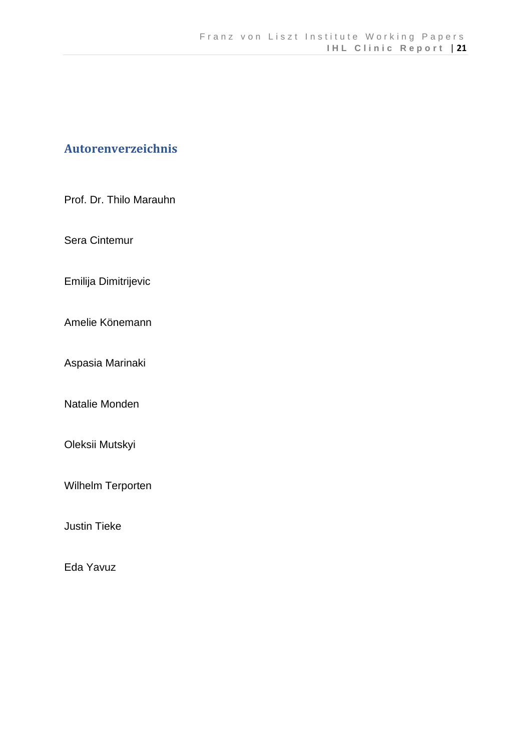## Autorenverzeichnis

Prof. Dr. Thilo Marauhn

Sera Cintemur

Emilija Dimitrijevic

Amelie Könemann

Aspasia Marinaki

Natalie Monden

Oleksii Mutskyi

Wilhelm Terporten

Justin Tieke

Eda Yavuz